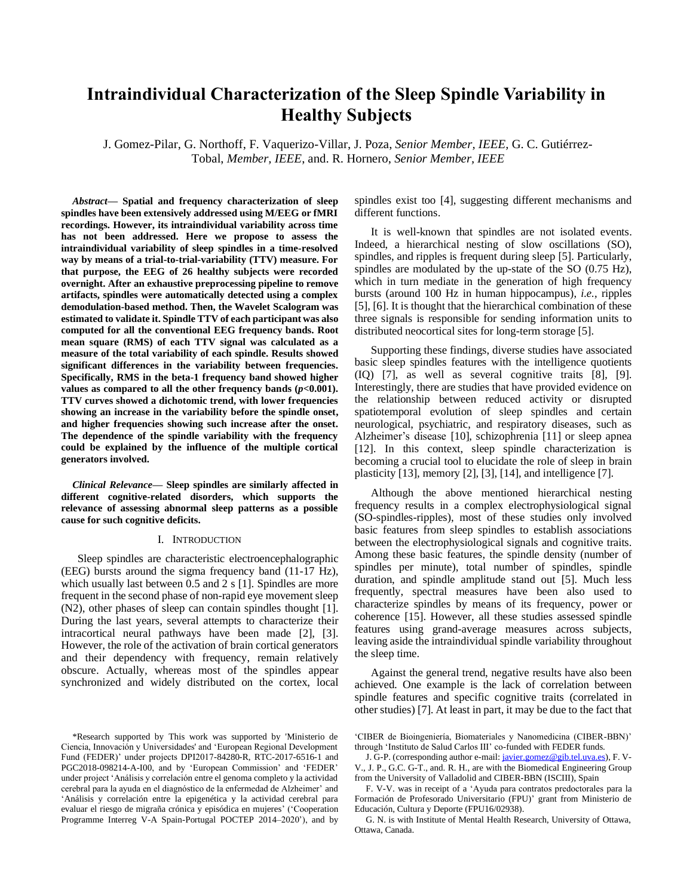# Intraindividual Characterization of the Sleep Spindle Variability in Healthy Subjects

J. Gomez-Pilar, G. Northoff, F. Vaquerizo-Villar, J. Poza, *Senior Member, IEEE*, G. C. Gutiérrez-Tobal, *Member, IEEE*, and. R. Hornero, *Senior Member, IEEE*

***Abstract*— Spatial and frequency characterization of sleep spindles have been extensively addressed using M/EEG or fMRI recordings. However, its intraindividual variability across time has not been addressed. Here we propose to assess the intraindividual variability of sleep spindles in a time-resolved way by means of a trial-to-trial-variability (TTV) measure. For that purpose, the EEG of 26 healthy subjects were recorded overnight. After an exhaustive preprocessing pipeline to remove artifacts, spindles were automatically detected using a complex demodulation-based method. Then, the Wavelet Scalogram was estimated to validate it. Spindle TTV of each participant was also computed for all the conventional EEG frequency bands. Root mean square (RMS) of each TTV signal was calculated as a measure of the total variability of each spindle. Results showed significant differences in the variability between frequencies. Specifically, RMS in the beta-1 frequency band showed higher values as compared to all the other frequency bands (*p*<0.001). TTV curves showed a dichotomic trend, with lower frequencies showing an increase in the variability before the spindle onset, and higher frequencies showing such increase after the onset. The dependence of the spindle variability with the frequency could be explained by the influence of the multiple cortical generators involved.**

***Clinical Relevance*— Sleep spindles are similarly affected in different cognitive-related disorders, which supports the relevance of assessing abnormal sleep patterns as a possible cause for such cognitive deficits.**

## I. Introduction

Sleep spindles are characteristic electroencephalographic (EEG) bursts around the sigma frequency band (11-17 Hz), which usually last between 0.5 and 2 s [1]. Spindles are more frequent in the second phase of non-rapid eye movement sleep (N2), other phases of sleep can contain spindles thought [1]. During the last years, several attempts to characterize their intracortical neural pathways have been made [2], [3]. However, the role of the activation of brain cortical generators and their dependency with frequency, remain relatively obscure. Actually, whereas most of the spindles appear synchronized and widely distributed on the cortex, local spindles exist too [4], suggesting different mechanisms and different functions.

It is well-known that spindles are not isolated events. Indeed, a hierarchical nesting of slow oscillations (SO), spindles, and ripples is frequent during sleep [5]. Particularly, spindles are modulated by the up-state of the SO (0.75 Hz), which in turn mediate in the generation of high frequency bursts (around 100 Hz in human hippocampus), *i.e.*, ripples [5], [6]. It is thought that the hierarchical combination of these three signals is responsible for sending information units to distributed neocortical sites for long-term storage [5].

Supporting these findings, diverse studies have associated basic sleep spindles features with the intelligence quotients (IQ) [7], as well as several cognitive traits [8], [9]. Interestingly, there are studies that have provided evidence on the relationship between reduced activity or disrupted spatiotemporal evolution of sleep spindles and certain neurological, psychiatric, and respiratory diseases, such as Alzheimer's disease [10], schizophrenia [11] or sleep apnea [12]. In this context, sleep spindle characterization is becoming a crucial tool to elucidate the role of sleep in brain plasticity [13], memory [2], [3], [14], and intelligence [7].

Although the above mentioned hierarchical nesting frequency results in a complex electrophysiological signal (SO-spindles-ripples), most of these studies only involved basic features from sleep spindles to establish associations between the electrophysiological signals and cognitive traits. Among these basic features, the spindle density (number of spindles per minute), total number of spindles, spindle duration, and spindle amplitude stand out [5]. Much less frequently, spectral measures have been also used to characterize spindles by means of its frequency, power or coherence [15]. However, all these studies assessed spindle features using grand-average measures across subjects, leaving aside the intraindividual spindle variability throughout the sleep time.

Against the general trend, negative results have also been achieved. One example is the lack of correlation between spindle features and specific cognitive traits (correlated in other studies) [7]. At least in part, it may be due to the fact that

*Research supported by This work was supported by 'Ministerio de Ciencia, Innovación y Universidades' and 'European Regional Development Fund (FEDER)' under projects DPI2017-84280-R, RTC-2017-6516-1 and PGC2018-098214-A-I00, and by 'European Commission' and 'FEDER' under project 'Análisis y correlación entre el genoma completo y la actividad cerebral para la ayuda en el diagnóstico de la enfermedad de Alzheimer' and 'Análisis y correlación entre la epigenética y la actividad cerebral para evaluar el riesgo de migraña crónica y episódica en mujeres' ('Cooperation Programme Interreg V-A Spain-Portugal POCTEP 2014–2020'), and by 'CIBER de Bioingeniería, Biomateriales y Nanomedicina (CIBER-BBN)' through 'Instituto de Salud Carlos III' co-funded with FEDER funds.

J. G-P. (corresponding author e-mail: javier.gomez@gib.tel.uva.es), F. V-V., J. P., G.C. G-T., and. R. H., are with the Biomedical Engineering Group from the University of Valladolid and CIBER-BBN (ISCIII), Spain

F. V-V. was in receipt of a 'Ayuda para contratos predoctorales para la Formación de Profesorado Universitario (FPU)' grant from Ministerio de Educación, Cultura y Deporte (FPU16/02938).

G. N. is with Institute of Mental Health Research, University of Ottawa, Ottawa, Canada.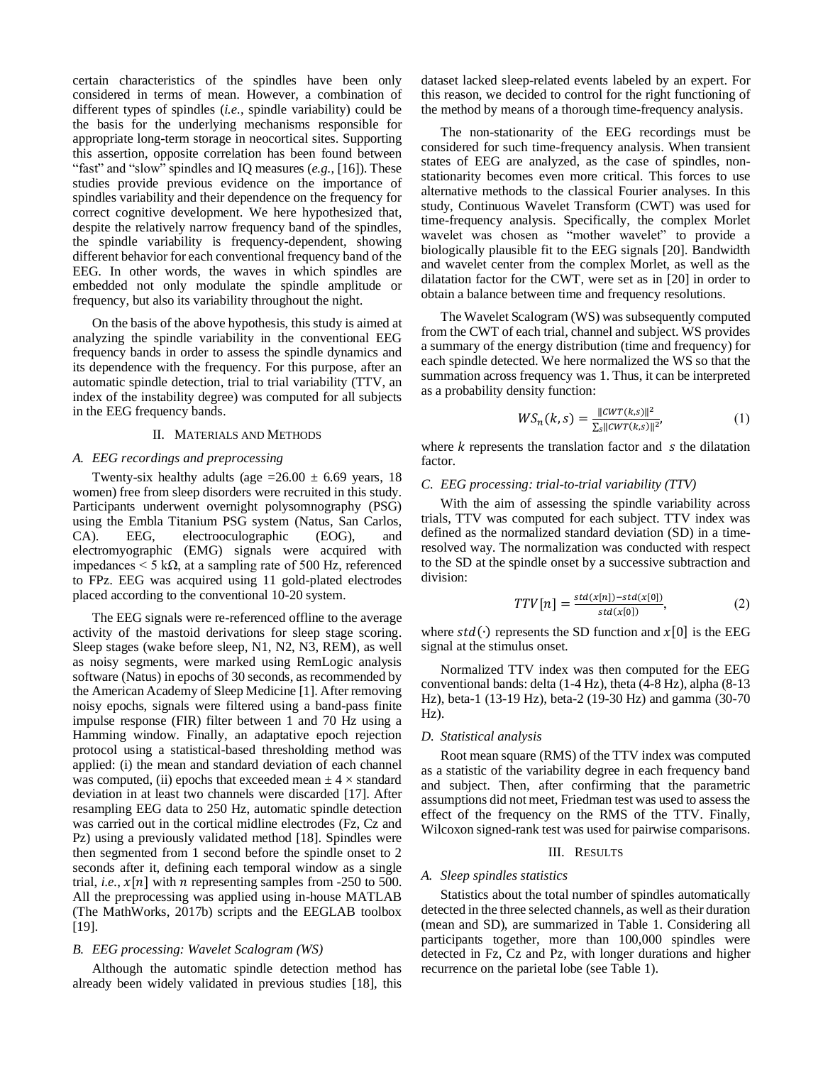certain characteristics of the spindles have been only considered in terms of mean. However, a combination of different types of spindles (*i.e.*, spindle variability) could be the basis for the underlying mechanisms responsible for appropriate long-term storage in neocortical sites. Supporting this assertion, opposite correlation has been found between "fast" and "slow" spindles and IQ measures (*e.g.*, [16]). These studies provide previous evidence on the importance of spindles variability and their dependence on the frequency for correct cognitive development. We here hypothesized that, despite the relatively narrow frequency band of the spindles, the spindle variability is frequency-dependent, showing different behavior for each conventional frequency band of the EEG. In other words, the waves in which spindles are embedded not only modulate the spindle amplitude or frequency, but also its variability throughout the night.

On the basis of the above hypothesis, this study is aimed at analyzing the spindle variability in the conventional EEG frequency bands in order to assess the spindle dynamics and its dependence with the frequency. For this purpose, after an automatic spindle detection, trial to trial variability (TTV, an index of the instability degree) was computed for all subjects in the EEG frequency bands.

## II. Materials and Methods

### A. EEG recordings and preprocessing

Twenty-six healthy adults (age =26.00 ± 6.69 years, 18 women) free from sleep disorders were recruited in this study. Participants underwent overnight polysomnography (PSG) using the Embla Titanium PSG system (Natus, San Carlos, CA). EEG, electrooculographic (EOG), and electromyographic (EMG) signals were acquired with impedances < 5 kΩ, at a sampling rate of 500 Hz, referenced to FPz. EEG was acquired using 11 gold-plated electrodes placed according to the conventional 10-20 system.

The EEG signals were re-referenced offline to the average activity of the mastoid derivations for sleep stage scoring. Sleep stages (wake before sleep, N1, N2, N3, REM), as well as noisy segments, were marked using RemLogic analysis software (Natus) in epochs of 30 seconds, as recommended by the American Academy of Sleep Medicine [1]. After removing noisy epochs, signals were filtered using a band-pass finite impulse response (FIR) filter between 1 and 70 Hz using a Hamming window. Finally, an adaptative epoch rejection protocol using a statistical-based thresholding method was applied: (i) the mean and standard deviation of each channel was computed, (ii) epochs that exceeded mean ± 4 × standard deviation in at least two channels were discarded [17]. After resampling EEG data to 250 Hz, automatic spindle detection was carried out in the cortical midline electrodes (Fz, Cz and Pz) using a previously validated method [18]. Spindles were then segmented from 1 second before the spindle onset to 2 seconds after it, defining each temporal window as a single trial, *i.e.*, $x[n]$ with $n$ representing samples from -250 to 500. All the preprocessing was applied using in-house MATLAB (The MathWorks, 2017b) scripts and the EEGLAB toolbox [19].

### B. EEG processing: Wavelet Scalogram (WS)

Although the automatic spindle detection method has already been widely validated in previous studies [18], this dataset lacked sleep-related events labeled by an expert. For this reason, we decided to control for the right functioning of the method by means of a thorough time-frequency analysis.

The non-stationarity of the EEG recordings must be considered for such time-frequency analysis. When transient states of EEG are analyzed, as the case of spindles, non-stationarity becomes even more critical. This forces to use alternative methods to the classical Fourier analyses. In this study, Continuous Wavelet Transform (CWT) was used for time-frequency analysis. Specifically, the complex Morlet wavelet was chosen as "mother wavelet" to provide a biologically plausible fit to the EEG signals [20]. Bandwidth and wavelet center from the complex Morlet, as well as the dilatation factor for the CWT, were set as in [20] in order to obtain a balance between time and frequency resolutions.

The Wavelet Scalogram (WS) was subsequently computed from the CWT of each trial, channel and subject. WS provides a summary of the energy distribution (time and frequency) for each spindle detected. We here normalized the WS so that the summation across frequency was 1. Thus, it can be interpreted as a probability density function:

$$WS_n(k,s) = \frac{\|CWT(k,s)\|^2}{\sum_s \|CWT(k,s)\|^2}, \quad (1)$$

where $k$ represents the translation factor and $s$ the dilatation factor.

### C. EEG processing: trial-to-trial variability (TTV)

With the aim of assessing the spindle variability across trials, TTV was computed for each subject. TTV index was defined as the normalized standard deviation (SD) in a time-resolved way. The normalization was conducted with respect to the SD at the spindle onset by a successive subtraction and division:

$$TTV[n] = \frac{std(x[n]) - std(x[0])}{std(x[0])}, \quad (2)$$

where $std(\cdot)$ represents the SD function and $x[0]$ is the EEG signal at the stimulus onset.

Normalized TTV index was then computed for the EEG conventional bands: delta (1-4 Hz), theta (4-8 Hz), alpha (8-13 Hz), beta-1 (13-19 Hz), beta-2 (19-30 Hz) and gamma (30-70 Hz).

### D. Statistical analysis

Root mean square (RMS) of the TTV index was computed as a statistic of the variability degree in each frequency band and subject. Then, after confirming that the parametric assumptions did not meet, Friedman test was used to assess the effect of the frequency on the RMS of the TTV. Finally, Wilcoxon signed-rank test was used for pairwise comparisons.

## III. Results

### A. Sleep spindles statistics

Statistics about the total number of spindles automatically detected in the three selected channels, as well as their duration (mean and SD), are summarized in Table 1. Considering all participants together, more than 100,000 spindles were detected in Fz, Cz and Pz, with longer durations and higher recurrence on the parietal lobe (see Table 1).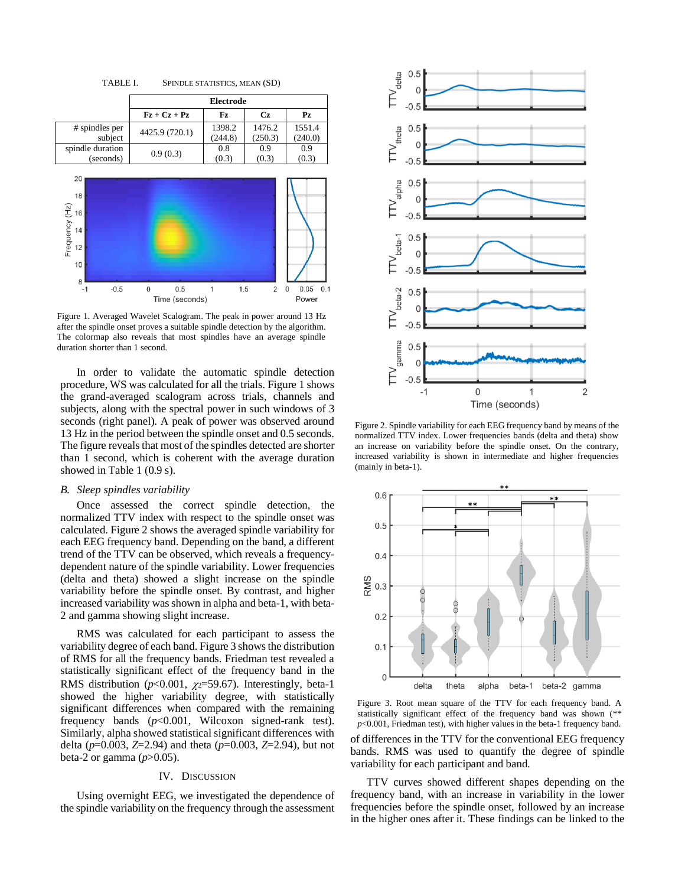TABLE I. SPINDLE STATISTICS, MEAN (SD)

| | Electrode | | | |
|---|---|---|---|---|
| | Fz + Cz + Pz | Fz | Cz | Pz |
| # spindles per subject | 4425.9 (720.1) | 1398.2 (244.8) | 1476.2 (250.3) | 1551.4 (240.0) |
| spindle duration (seconds) | 0.9 (0.3) | 0.8 (0.3) | 0.9 (0.3) | 0.9 (0.3) |

Figure 1. Averaged Wavelet Scalogram. The peak in power around 13 Hz after the spindle onset proves a suitable spindle detection by the algorithm. The colormap also reveals that most spindles have an average spindle duration shorter than 1 second.

In order to validate the automatic spindle detection procedure, WS was calculated for all the trials. Figure 1 shows the grand-averaged scalogram across trials, channels and subjects, along with the spectral power in such windows of 3 seconds (right panel). A peak of power was observed around 13 Hz in the period between the spindle onset and 0.5 seconds. The figure reveals that most of the spindles detected are shorter than 1 second, which is coherent with the average duration showed in Table 1 (0.9 s).

### *B. Sleep spindles variability*

Once assessed the correct spindle detection, the normalized TTV index with respect to the spindle onset was calculated. Figure 2 shows the averaged spindle variability for each EEG frequency band. Depending on the band, a different trend of the TTV can be observed, which reveals a frequency-dependent nature of the spindle variability. Lower frequencies (delta and theta) showed a slight increase on the spindle variability before the spindle onset. By contrast, and higher increased variability was shown in alpha and beta-1, with beta-2 and gamma showing slight increase.

RMS was calculated for each participant to assess the variability degree of each band. Figure 3 shows the distribution of RMS for all the frequency bands. Friedman test revealed a statistically significant effect of the frequency band in the RMS distribution ($p$<0.001, $\chi_2$=59.67). Interestingly, beta-1 showed the higher variability degree, with statistically significant differences when compared with the remaining frequency bands ($p$<0.001, Wilcoxon signed-rank test). Similarly, alpha showed statistical significant differences with delta ($p$=0.003, $Z$=2.94) and theta ($p$=0.003, $Z$=2.94), but not beta-2 or gamma ($p$>0.05).

## IV. DISCUSSION

Using overnight EEG, we investigated the dependence of the spindle variability on the frequency through the assessment of differences in the TTV for the conventional EEG frequency bands. RMS was used to quantify the degree of spindle variability for each participant and band.

Figure 2. Spindle variability for each EEG frequency band by means of the normalized TTV index. Lower frequencies bands (delta and theta) show an increase on variability before the spindle onset. On the contrary, increased variability is shown in intermediate and higher frequencies (mainly in beta-1).

Figure 3. Root mean square of the TTV for each frequency band. A statistically significant effect of the frequency band was shown (** $p$<0.001, Friedman test), with higher values in the beta-1 frequency band.

TTV curves showed different shapes depending on the frequency band, with an increase in variability in the lower frequencies before the spindle onset, followed by an increase in the higher ones after it. These findings can be linked to the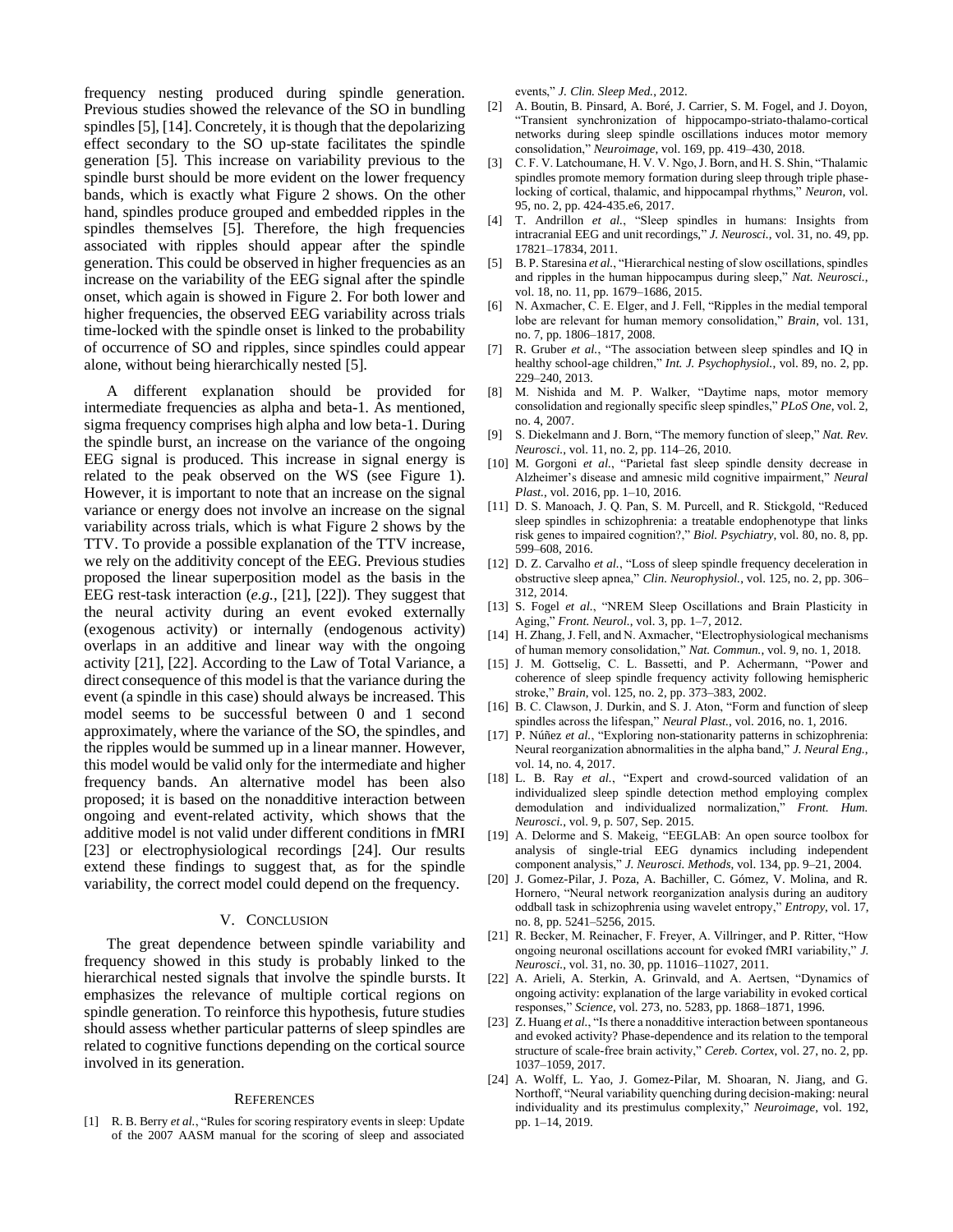frequency nesting produced during spindle generation. Previous studies showed the relevance of the SO in bundling spindles [5], [14]. Concretely, it is though that the depolarizing effect secondary to the SO up-state facilitates the spindle generation [5]. This increase on variability previous to the spindle burst should be more evident on the lower frequency bands, which is exactly what Figure 2 shows. On the other hand, spindles produce grouped and embedded ripples in the spindles themselves [5]. Therefore, the high frequencies associated with ripples should appear after the spindle generation. This could be observed in higher frequencies as an increase on the variability of the EEG signal after the spindle onset, which again is showed in Figure 2. For both lower and higher frequencies, the observed EEG variability across trials time-locked with the spindle onset is linked to the probability of occurrence of SO and ripples, since spindles could appear alone, without being hierarchically nested [5].

A different explanation should be provided for intermediate frequencies as alpha and beta-1. As mentioned, sigma frequency comprises high alpha and low beta-1. During the spindle burst, an increase on the variance of the ongoing EEG signal is produced. This increase in signal energy is related to the peak observed on the WS (see Figure 1). However, it is important to note that an increase on the signal variance or energy does not involve an increase on the signal variability across trials, which is what Figure 2 shows by the TTV. To provide a possible explanation of the TTV increase, we rely on the additivity concept of the EEG. Previous studies proposed the linear superposition model as the basis in the EEG rest-task interaction (*e.g.*, [21], [22]). They suggest that the neural activity during an event evoked externally (exogenous activity) or internally (endogenous activity) overlaps in an additive and linear way with the ongoing activity [21], [22]. According to the Law of Total Variance, a direct consequence of this model is that the variance during the event (a spindle in this case) should always be increased. This model seems to be successful between 0 and 1 second approximately, where the variance of the SO, the spindles, and the ripples would be summed up in a linear manner. However, this model would be valid only for the intermediate and higher frequency bands. An alternative model has been also proposed; it is based on the nonadditive interaction between ongoing and event-related activity, which shows that the additive model is not valid under different conditions in fMRI [23] or electrophysiological recordings [24]. Our results extend these findings to suggest that, as for the spindle variability, the correct model could depend on the frequency.

## V. Conclusion

The great dependence between spindle variability and frequency showed in this study is probably linked to the hierarchical nested signals that involve the spindle bursts. It emphasizes the relevance of multiple cortical regions on spindle generation. To reinforce this hypothesis, future studies should assess whether particular patterns of sleep spindles are related to cognitive functions depending on the cortical source involved in its generation.

## References

[1] R. B. Berry *et al.*, "Rules for scoring respiratory events in sleep: Update of the 2007 AASM manual for the scoring of sleep and associated events," *J. Clin. Sleep Med.*, 2012.

[2] A. Boutin, B. Pinsard, A. Boré, J. Carrier, S. M. Fogel, and J. Doyon, "Transient synchronization of hippocampo-striato-thalamo-cortical networks during sleep spindle oscillations induces motor memory consolidation," *Neuroimage*, vol. 169, pp. 419–430, 2018.

[3] C. F. V. Latchoumane, H. V. V. Ngo, J. Born, and H. S. Shin, "Thalamic spindles promote memory formation during sleep through triple phase-locking of cortical, thalamic, and hippocampal rhythms," *Neuron*, vol. 95, no. 2, pp. 424-435.e6, 2017.

[4] T. Andrillon *et al.*, "Sleep spindles in humans: Insights from intracranial EEG and unit recordings," *J. Neurosci.*, vol. 31, no. 49, pp. 17821–17834, 2011.

[5] B. P. Staresina *et al.*, "Hierarchical nesting of slow oscillations, spindles and ripples in the human hippocampus during sleep," *Nat. Neurosci.*, vol. 18, no. 11, pp. 1679–1686, 2015.

[6] N. Axmacher, C. E. Elger, and J. Fell, "Ripples in the medial temporal lobe are relevant for human memory consolidation," *Brain*, vol. 131, no. 7, pp. 1806–1817, 2008.

[7] R. Gruber *et al.*, "The association between sleep spindles and IQ in healthy school-age children," *Int. J. Psychophysiol.*, vol. 89, no. 2, pp. 229–240, 2013.

[8] M. Nishida and M. P. Walker, "Daytime naps, motor memory consolidation and regionally specific sleep spindles," *PLoS One*, vol. 2, no. 4, 2007.

[9] S. Diekelmann and J. Born, "The memory function of sleep," *Nat. Rev. Neurosci.*, vol. 11, no. 2, pp. 114–26, 2010.

[10] M. Gorgoni *et al.*, "Parietal fast sleep spindle density decrease in Alzheimer's disease and amnesic mild cognitive impairment," *Neural Plast.*, vol. 2016, pp. 1–10, 2016.

[11] D. S. Manoach, J. Q. Pan, S. M. Purcell, and R. Stickgold, "Reduced sleep spindles in schizophrenia: a treatable endophenotype that links risk genes to impaired cognition?," *Biol. Psychiatry*, vol. 80, no. 8, pp. 599–608, 2016.

[12] D. Z. Carvalho *et al.*, "Loss of sleep spindle frequency deceleration in obstructive sleep apnea," *Clin. Neurophysiol.*, vol. 125, no. 2, pp. 306–312, 2014.

[13] S. Fogel *et al.*, "NREM Sleep Oscillations and Brain Plasticity in Aging," *Front. Neurol.*, vol. 3, pp. 1–7, 2012.

[14] H. Zhang, J. Fell, and N. Axmacher, "Electrophysiological mechanisms of human memory consolidation," *Nat. Commun.*, vol. 9, no. 1, 2018.

[15] J. M. Gottselig, C. L. Bassetti, and P. Achermann, "Power and coherence of sleep spindle frequency activity following hemispheric stroke," *Brain*, vol. 125, no. 2, pp. 373–383, 2002.

[16] B. C. Clawson, J. Durkin, and S. J. Aton, "Form and function of sleep spindles across the lifespan," *Neural Plast.*, vol. 2016, no. 1, 2016.

[17] P. Núñez *et al.*, "Exploring non-stationarity patterns in schizophrenia: Neural reorganization abnormalities in the alpha band," *J. Neural Eng.*, vol. 14, no. 4, 2017.

[18] L. B. Ray *et al.*, "Expert and crowd-sourced validation of an individualized sleep spindle detection method employing complex demodulation and individualized normalization," *Front. Hum. Neurosci.*, vol. 9, p. 507, Sep. 2015.

[19] A. Delorme and S. Makeig, "EEGLAB: An open source toolbox for analysis of single-trial EEG dynamics including independent component analysis," *J. Neurosci. Methods*, vol. 134, pp. 9–21, 2004.

[20] J. Gomez-Pilar, J. Poza, A. Bachiller, C. Gómez, V. Molina, and R. Hornero, "Neural network reorganization analysis during an auditory oddball task in schizophrenia using wavelet entropy," *Entropy*, vol. 17, no. 8, pp. 5241–5256, 2015.

[21] R. Becker, M. Reinacher, F. Freyer, A. Villringer, and P. Ritter, "How ongoing neuronal oscillations account for evoked fMRI variability," *J. Neurosci.*, vol. 31, no. 30, pp. 11016–11027, 2011.

[22] A. Arieli, A. Sterkin, A. Grinvald, and A. Aertsen, "Dynamics of ongoing activity: explanation of the large variability in evoked cortical responses," *Science*, vol. 273, no. 5283, pp. 1868–1871, 1996.

[23] Z. Huang *et al.*, "Is there a nonadditive interaction between spontaneous and evoked activity? Phase-dependence and its relation to the temporal structure of scale-free brain activity," *Cereb. Cortex*, vol. 27, no. 2, pp. 1037–1059, 2017.

[24] A. Wolff, L. Yao, J. Gomez-Pilar, M. Shoaran, N. Jiang, and G. Northoff, "Neural variability quenching during decision-making: neural individuality and its prestimulus complexity," *Neuroimage*, vol. 192, pp. 1–14, 2019.